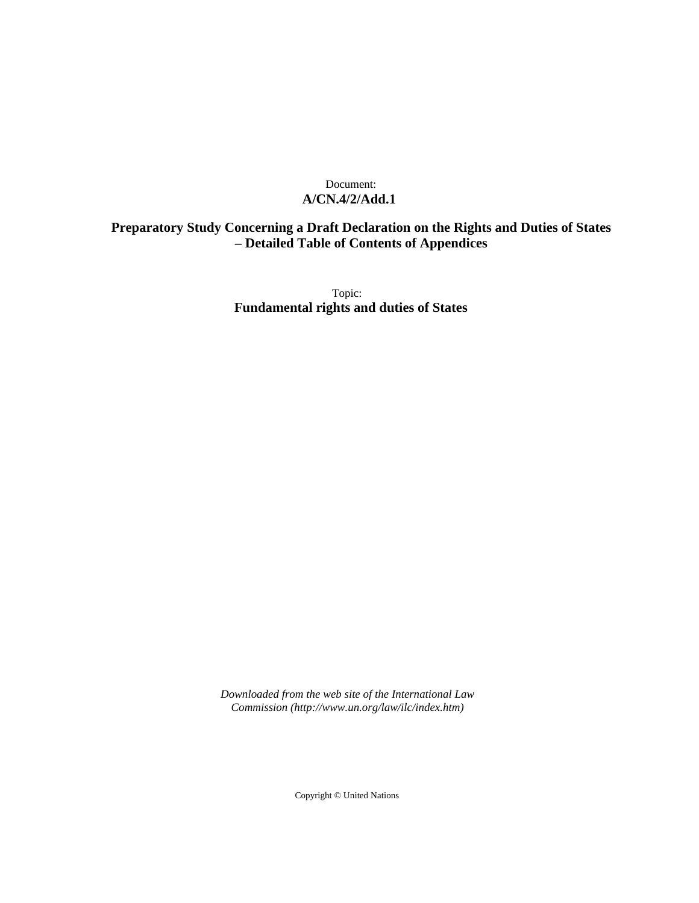Document:

**A/CN.4/2/Add.1**

**Preparatory Study Concerning a Draft Declaration on the Rights and Duties of States – Detailed Table of Contents of Appendices**

Topic:

**Fundamental rights and duties of States**

*Downloaded from the web site of the International Law Commission (http://www.un.org/law/ilc/index.htm)*

Copyright © United Nations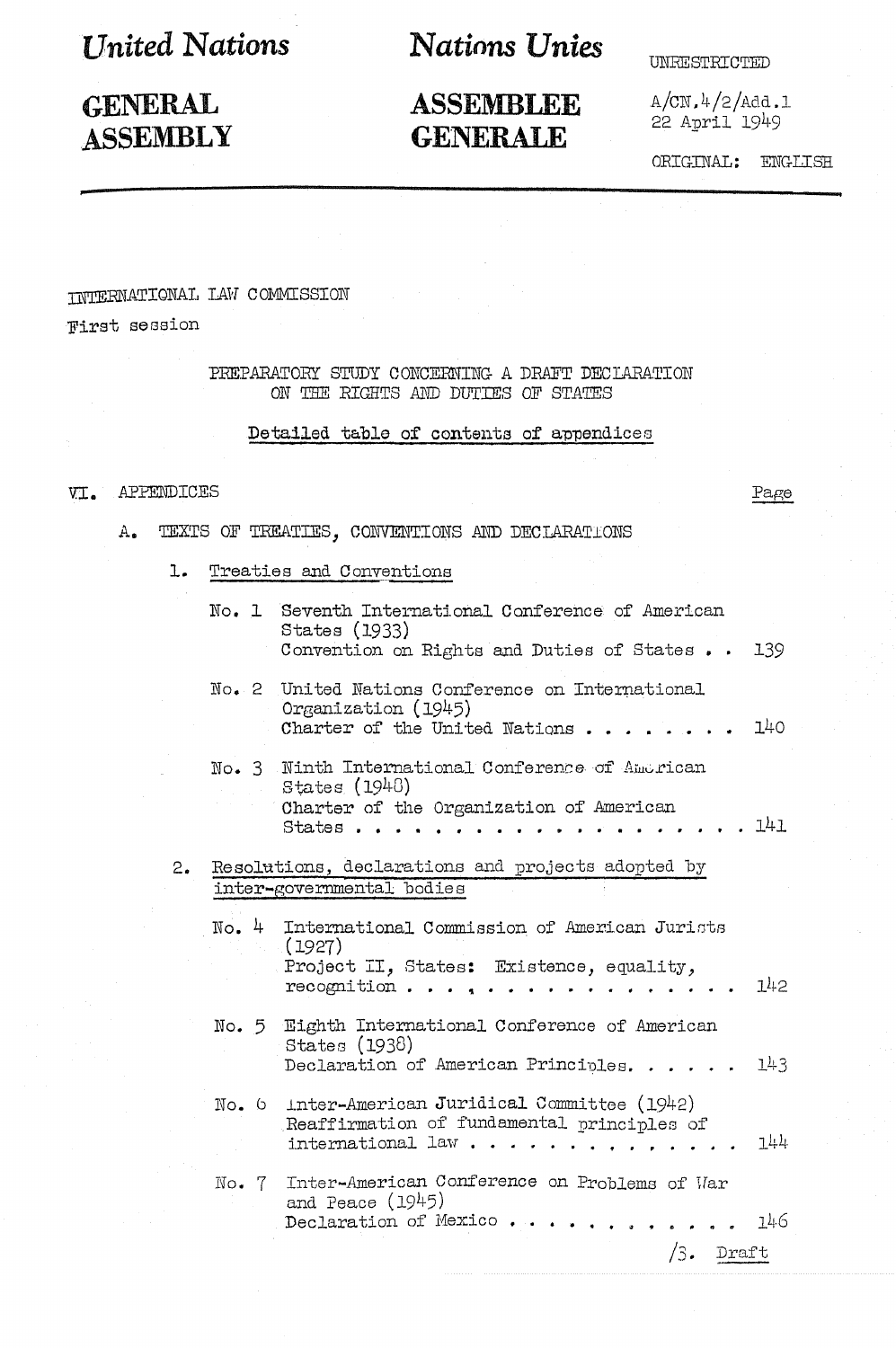# United Nations | Nations Unies

# GENERAL ASSEMBLY | ASSEMBLEE GENERALE

UNRESTRICTED

A/CN.4/2/Add.1
22 April 1949

ORIGINAL: ENGLISH

INTERNATIONAL LAW COMMISSION

First session

PREPARATORY STUDY CONCERNING A DRAFT DECLARATION ON THE RIGHTS AND DUTIES OF STATES

Detailed table of contents of appendices

VI. APPENDICES — Page

A. TEXTS OF TREATIES, CONVENTIONS AND DECLARATIONS

1. Treaties and Conventions

   No. 1 Seventh International Conference of American States (1933)
   Convention on Rights and Duties of States . . 139

   No. 2 United Nations Conference on International Organization (1945)
   Charter of the United Nations . . . . . . . . 140

   No. 3 Ninth International Conference of American States (1948)
   Charter of the Organization of American States . . . . . . . . . . . . . . . . . . . . 141

2. Resolutions, declarations and projects adopted by inter-governmental bodies

   No. 4 International Commission of American Jurists (1927)
   Project II, States: Existence, equality, recognition . . . . . . . . . . . . . . . . 142

   No. 5 Eighth International Conference of American States (1938)
   Declaration of American Principles. . . . . . 143

   No. 6 Inter-American Juridical Committee (1942)
   Reaffirmation of fundamental principles of international law . . . . . . . . . . . . . . 144

   No. 7 Inter-American Conference on Problems of War and Peace (1945)
   Declaration of Mexico . . . . . . . . . . . . 146

/3. Draft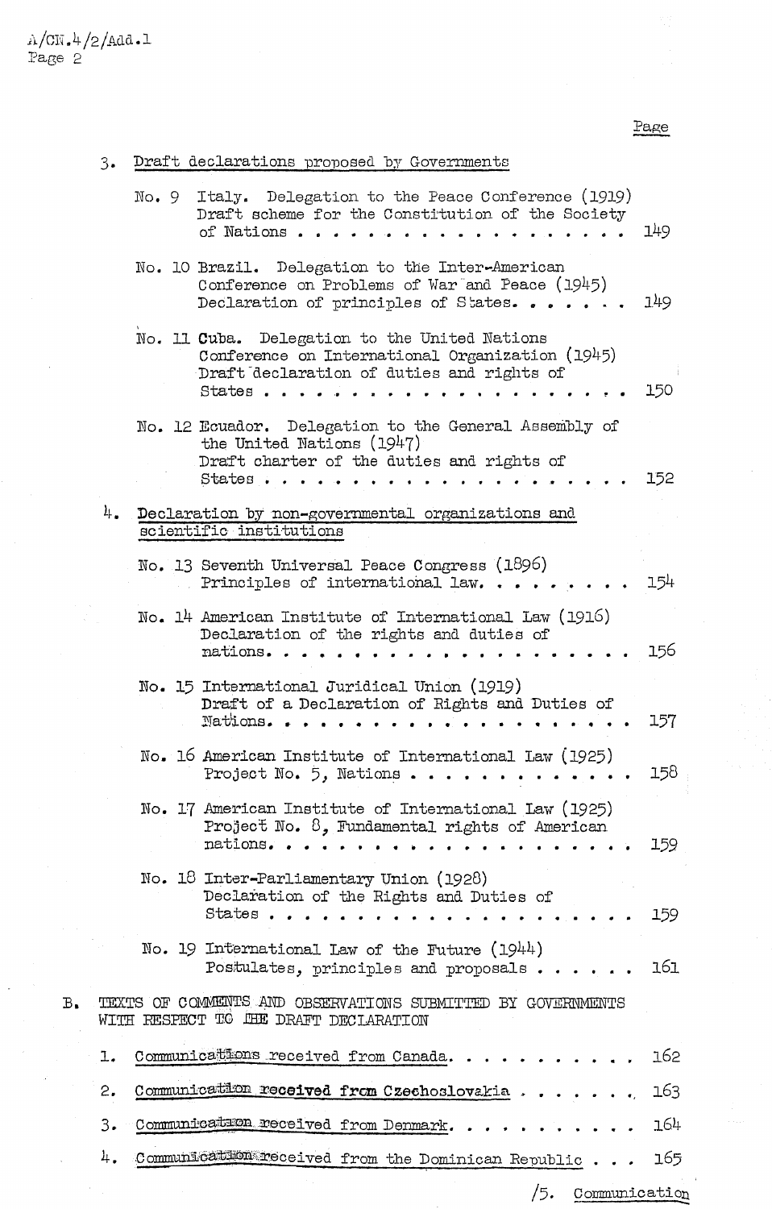Page

3. Draft declarations proposed by Governments

No. 9 Italy. Delegation to the Peace Conference (1919) Draft scheme for the Constitution of the Society of Nations . . . . . . . . . . . . . . . . . . 149

No. 10 Brazil. Delegation to the Inter-American Conference on Problems of War and Peace (1945) Declaration of principles of States. . . . . . . 149

No. 11 Cuba. Delegation to the United Nations Conference on International Organization (1945) Draft declaration of duties and rights of States . . . . . . . . . . . . . . . . . . . . 150

No. 12 Ecuador. Delegation to the General Assembly of the United Nations (1947) Draft charter of the duties and rights of States . . . . . . . . . . . . . . . . . . . . 152

4. Declaration by non-governmental organizations and scientific institutions

No. 13 Seventh Universal Peace Congress (1896) Principles of international law. . . . . . . . . 154

No. 14 American Institute of International Law (1916) Declaration of the rights and duties of nations. . . . . . . . . . . . . . . . . . . . 156

No. 15 International Juridical Union (1919) Draft of a Declaration of Rights and Duties of Nations. . . . . . . . . . . . . . . . . . . . 157

No. 16 American Institute of International Law (1925) Project No. 5, Nations . . . . . . . . . . . . . 158

No. 17 American Institute of International Law (1925) Project No. 8, Fundamental rights of American nations. . . . . . . . . . . . . . . . . . . . 159

No. 18 Inter-Parliamentary Union (1928) Declaration of the Rights and Duties of States . . . . . . . . . . . . . . . . . . . . 159

No. 19 International Law of the Future (1944) Postulates, principles and proposals . . . . . . 161

B. TEXTS OF COMMENTS AND OBSERVATIONS SUBMITTED BY GOVERNMENTS WITH RESPECT TO THE DRAFT DECLARATION

1. Communications received from Canada. . . . . . . . . . . 162
2. Communication received from Czechoslovakia . . . . . . . 163
3. Communication received from Denmark. . . . . . . . . . . 164
4. Communication received from the Dominican Republic . . . 165

/5. Communication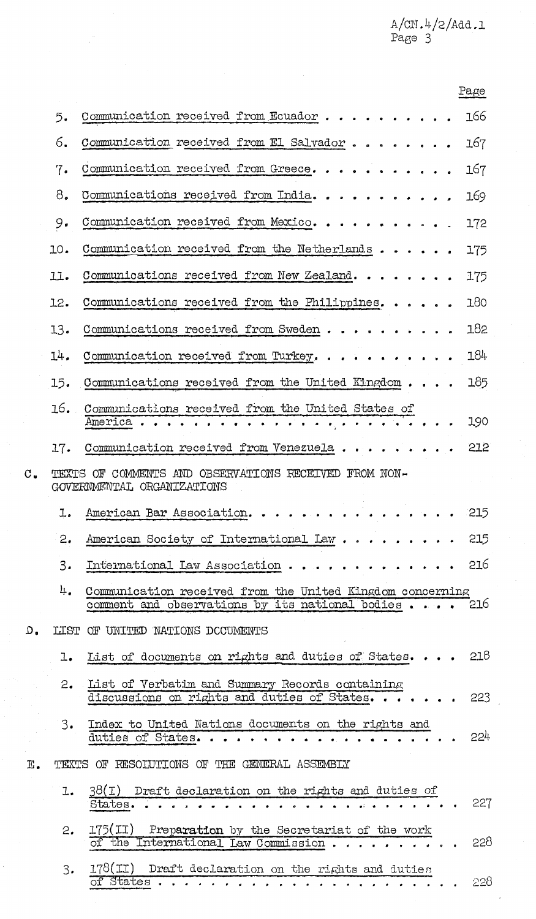| | | Page |
|---|---|---|
| 5. | Communication received from Ecuador | 166 |
| 6. | Communication received from El Salvador | 167 |
| 7. | Communication received from Greece. | 167 |
| 8. | Communications received from India. | 169 |
| 9. | Communication received from Mexico. | 172 |
| 10. | Communication received from the Netherlands | 175 |
| 11. | Communications received from New Zealand. | 175 |
| 12. | Communications received from the Philippines. | 180 |
| 13. | Communications received from Sweden | 182 |
| 14. | Communication received from Turkey. | 184 |
| 15. | Communications received from the United Kingdom | 185 |
| 16. | Communications received from the United States of America | 190 |
| 17. | Communication received from Venezuela | 212 |

C. TEXTS OF COMMENTS AND OBSERVATIONS RECEIVED FROM NON-GOVERNMENTAL ORGANIZATIONS

| | | |
|---|---|---|
| 1. | American Bar Association. | 215 |
| 2. | American Society of International Law | 215 |
| 3. | International Law Association | 216 |
| 4. | Communication received from the United Kingdom concerning comment and observations by its national bodies | 216 |

D. LIST OF UNITED NATIONS DOCUMENTS

| | | |
|---|---|---|
| 1. | List of documents on rights and duties of States. | 218 |
| 2. | List of Verbatim and Summary Records containing discussions on rights and duties of States. | 223 |
| 3. | Index to United Nations documents on the rights and duties of States. | 224 |

E. TEXTS OF RESOLUTIONS OF THE GENERAL ASSEMBLY

| | | |
|---|---|---|
| 1. | 38(I) Draft declaration on the rights and duties of States. | 227 |
| 2. | 175(II) Preparation by the Secretariat of the work of the International Law Commission | 228 |
| 3. | 178(II) Draft declaration on the rights and duties of States | 228 |